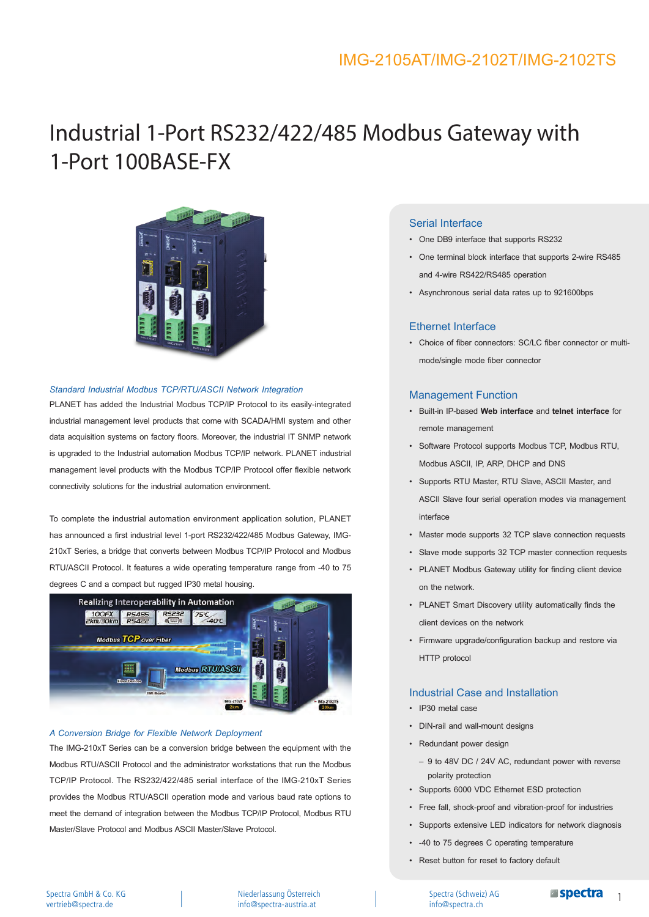IMG-2105AT/IMG-2102T/IMG-2102TS

# Industrial 1-Port RS232/422/485 Modbus Gateway with 1-Port 100BASE-FX

*Standard Industrial Modbus TCP/RTU/ASCII Network Integration*

PLANET has added the Industrial Modbus TCP/IP Protocol to its easily-integrated industrial management level products that come with SCADA/HMI system and other data acquisition systems on factory floors. Moreover, the industrial IT SNMP network is upgraded to the Industrial automation Modbus TCP/IP network. PLANET industrial management level products with the Modbus TCP/IP Protocol offer flexible network connectivity solutions for the industrial automation environment.

To complete the industrial automation environment application solution, PLANET has announced a first industrial level 1-port RS232/422/485 Modbus Gateway, IMG-210xT Series, a bridge that converts between Modbus TCP/IP Protocol and Modbus RTU/ASCII Protocol. It features a wide operating temperature range from -40 to 75 degrees C and a compact but rugged IP30 metal housing.

*A Conversion Bridge for Flexible Network Deployment*

The IMG-210xT Series can be a conversion bridge between the equipment with the Modbus RTU/ASCII Protocol and the administrator workstations that run the Modbus TCP/IP Protocol. The RS232/422/485 serial interface of the IMG-210xT Series provides the Modbus RTU/ASCII operation mode and various baud rate options to meet the demand of integration between the Modbus TCP/IP Protocol, Modbus RTU Master/Slave Protocol and Modbus ASCII Master/Slave Protocol.

## Serial Interface

- One DB9 interface that supports RS232
- One terminal block interface that supports 2-wire RS485 and 4-wire RS422/RS485 operation
- Asynchronous serial data rates up to 921600bps

## Ethernet Interface

- Choice of fiber connectors: SC/LC fiber connector or multi-mode/single mode fiber connector

## Management Function

- Built-in IP-based **Web interface** and **telnet interface** for remote management
- Software Protocol supports Modbus TCP, Modbus RTU, Modbus ASCII, IP, ARP, DHCP and DNS
- Supports RTU Master, RTU Slave, ASCII Master, and ASCII Slave four serial operation modes via management interface
- Master mode supports 32 TCP slave connection requests
- Slave mode supports 32 TCP master connection requests
- PLANET Modbus Gateway utility for finding client device on the network.
- PLANET Smart Discovery utility automatically finds the client devices on the network
- Firmware upgrade/configuration backup and restore via HTTP protocol

## Industrial Case and Installation

- IP30 metal case
- DIN-rail and wall-mount designs
- Redundant power design
  - 9 to 48V DC / 24V AC, redundant power with reverse polarity protection
- Supports 6000 VDC Ethernet ESD protection
- Free fall, shock-proof and vibration-proof for industries
- Supports extensive LED indicators for network diagnosis
- -40 to 75 degrees C operating temperature
- Reset button for reset to factory default

Spectra GmbH & Co. KG vertrieb@spectra.de | Niederlassung Österreich info@spectra-austria.at | Spectra (Schweiz) AG info@spectra.ch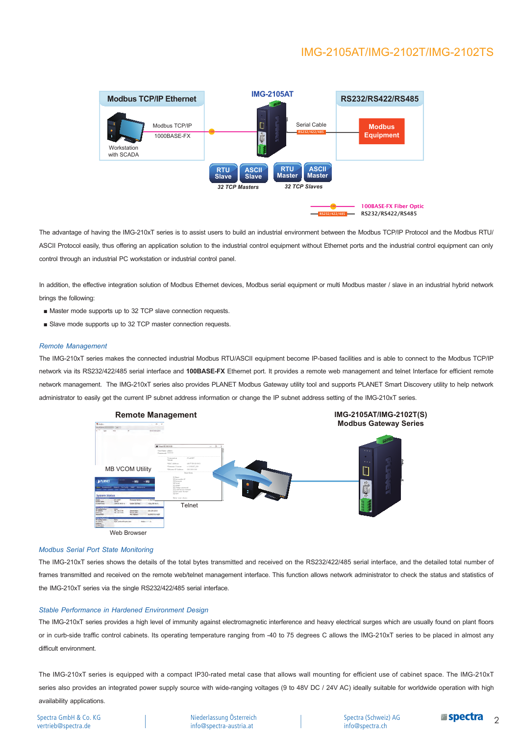The advantage of having the IMG-210xT series is to assist users to build an industrial environment between the Modbus TCP/IP Protocol and the Modbus RTU/ ASCII Protocol easily, thus offering an application solution to the industrial control equipment without Ethernet ports and the industrial control equipment can only control through an industrial PC workstation or industrial control panel.

In addition, the effective integration solution of Modbus Ethernet devices, Modbus serial equipment or multi Modbus master / slave in an industrial hybrid network brings the following:

- Master mode supports up to 32 TCP slave connection requests.
- Slave mode supports up to 32 TCP master connection requests.

### *Remote Management*

The IMG-210xT series makes the connected industrial Modbus RTU/ASCII equipment become IP-based facilities and is able to connect to the Modbus TCP/IP network via its RS232/422/485 serial interface and **100BASE-FX** Ethernet port. It provides a remote web management and telnet Interface for efficient remote network management. The IMG-210xT series also provides PLANET Modbus Gateway utility tool and supports PLANET Smart Discovery utility to help network administrator to easily get the current IP subnet address information or change the IP subnet address setting of the IMG-210xT series.

### *Modbus Serial Port State Monitoring*

The IMG-210xT series shows the details of the total bytes transmitted and received on the RS232/422/485 serial interface, and the detailed total number of frames transmitted and received on the remote web/telnet management interface. This function allows network administrator to check the status and statistics of the IMG-210xT series via the single RS232/422/485 serial interface.

### *Stable Performance in Hardened Environment Design*

The IMG-210xT series provides a high level of immunity against electromagnetic interference and heavy electrical surges which are usually found on plant floors or in curb-side traffic control cabinets. Its operating temperature ranging from -40 to 75 degrees C allows the IMG-210xT series to be placed in almost any difficult environment.

The IMG-210xT series is equipped with a compact IP30-rated metal case that allows wall mounting for efficient use of cabinet space. The IMG-210xT series also provides an integrated power supply source with wide-ranging voltages (9 to 48V DC / 24V AC) ideally suitable for worldwide operation with high availability applications.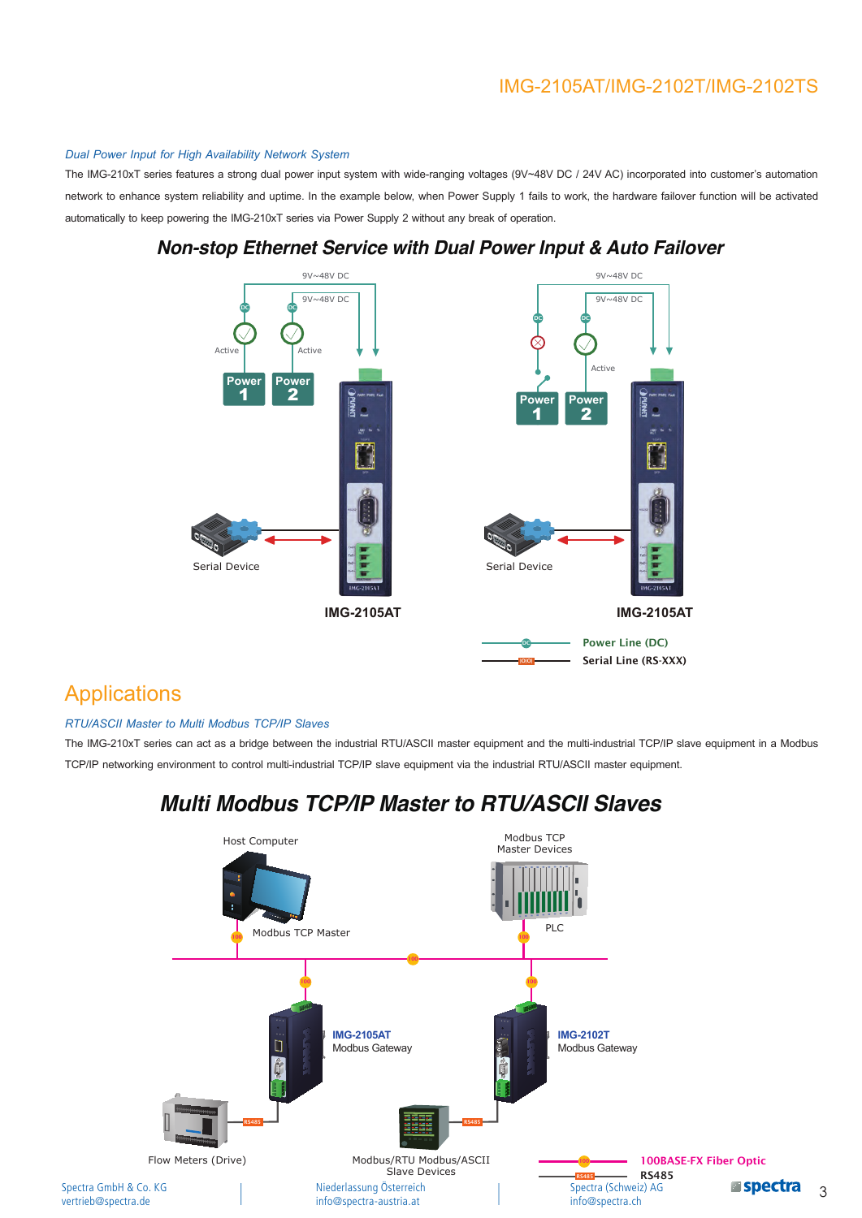## Dual Power Input for High Availability Network System

The IMG-210xT series features a strong dual power input system with wide-ranging voltages (9V~48V DC / 24V AC) incorporated into customer's automation network to enhance system reliability and uptime. In the example below, when Power Supply 1 fails to work, the hardware failover function will be activated automatically to keep powering the IMG-210xT series via Power Supply 2 without any break of operation.

### Non-stop Ethernet Service with Dual Power Input & Auto Failover

9V~48V DC

9V~48V DC

Active

Active

Power 1

Power 2

Serial Device

IMG-2105AT

9V~48V DC

9V~48V DC

Active

Power 1

Power 2

Serial Device

IMG-2105AT

Power Line (DC)

Serial Line (RS-XXX)

# Applications

## RTU/ASCII Master to Multi Modbus TCP/IP Slaves

The IMG-210xT series can act as a bridge between the industrial RTU/ASCII master equipment and the multi-industrial TCP/IP slave equipment in a Modbus TCP/IP networking environment to control multi-industrial TCP/IP slave equipment via the industrial RTU/ASCII master equipment.

### Multi Modbus TCP/IP Master to RTU/ASCII Slaves

Host Computer

Modbus TCP Master

Modbus TCP Master Devices

PLC

IMG-2105AT Modbus Gateway

IMG-2102T Modbus Gateway

Flow Meters (Drive)

Modbus/RTU Modbus/ASCII Slave Devices

100BASE-FX Fiber Optic

RS485

Spectra GmbH & Co. KG
vertrieb@spectra.de

Niederlassung Österreich
info@spectra-austria.at

Spectra (Schweiz) AG
info@spectra.ch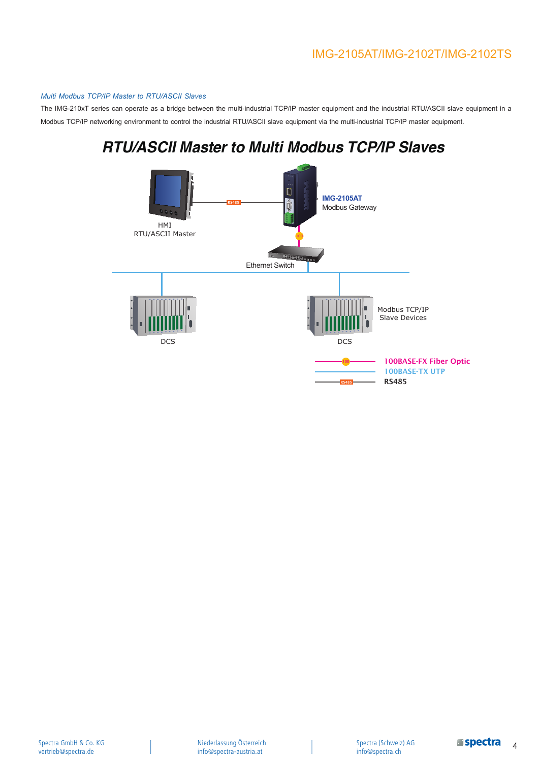*Multi Modbus TCP/IP Master to RTU/ASCII Slaves*

The IMG-210xT series can operate as a bridge between the multi-industrial TCP/IP master equipment and the industrial RTU/ASCII slave equipment in a Modbus TCP/IP networking environment to control the industrial RTU/ASCII slave equipment via the multi-industrial TCP/IP master equipment.

## *RTU/ASCII Master to Multi Modbus TCP/IP Slaves*

HMI
RTU/ASCII Master

RS485

**IMG-2105AT**
Modbus Gateway

100

Ethernet Switch

DCS

DCS

Modbus TCP/IP
Slave Devices

100BASE-FX Fiber Optic
100BASE-TX UTP
RS485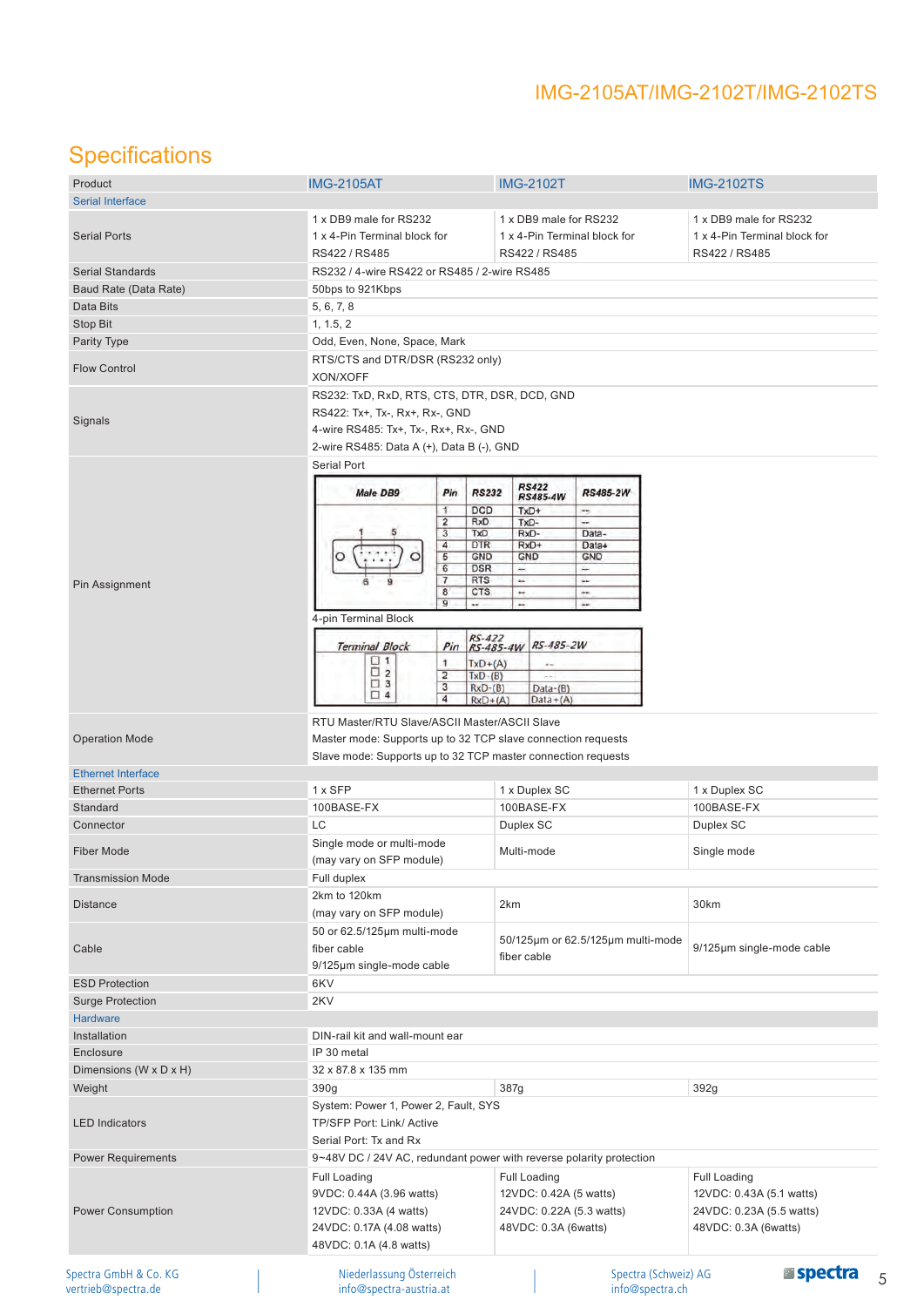## Specifications

| Product | IMG-2105AT | IMG-2102T | IMG-2102TS |
|---|---|---|---|
| **Serial Interface** | | | |
| Serial Ports | 1 x DB9 male for RS232<br>1 x 4-Pin Terminal block for RS422 / RS485 | 1 x DB9 male for RS232<br>1 x 4-Pin Terminal block for RS422 / RS485 | 1 x DB9 male for RS232<br>1 x 4-Pin Terminal block for RS422 / RS485 |
| Serial Standards | RS232 / 4-wire RS422 or RS485 / 2-wire RS485 | | |
| Baud Rate (Data Rate) | 50bps to 921Kbps | | |
| Data Bits | 5, 6, 7, 8 | | |
| Stop Bit | 1, 1.5, 2 | | |
| Parity Type | Odd, Even, None, Space, Mark | | |
| Flow Control | RTS/CTS and DTR/DSR (RS232 only)<br>XON/XOFF | | |
| Signals | RS232: TxD, RxD, RTS, CTS, DTR, DSR, DCD, GND<br>RS422: Tx+, Tx-, Rx+, Rx-, GND<br>4-wire RS485: Tx+, Tx-, Rx+, Rx-, GND<br>2-wire RS485: Data A (+), Data B (-), GND | | |
| Pin Assignment | Serial Port (see table below)<br>4-pin Terminal Block (see table below) | | |
| Operation Mode | RTU Master/RTU Slave/ASCII Master/ASCII Slave<br>Master mode: Supports up to 32 TCP slave connection requests<br>Slave mode: Supports up to 32 TCP master connection requests | | |
| **Ethernet Interface** | | | |
| Ethernet Ports | 1 x SFP | 1 x Duplex SC | 1 x Duplex SC |
| Standard | 100BASE-FX | 100BASE-FX | 100BASE-FX |
| Connector | LC | Duplex SC | Duplex SC |
| Fiber Mode | Single mode or multi-mode<br>(may vary on SFP module) | Multi-mode | Single mode |
| Transmission Mode | Full duplex | | |
| Distance | 2km to 120km<br>(may vary on SFP module) | 2km | 30km |
| Cable | 50 or 62.5/125µm multi-mode fiber cable<br>9/125µm single-mode cable | 50/125µm or 62.5/125µm multi-mode fiber cable | 9/125µm single-mode cable |
| ESD Protection | 6KV | | |
| Surge Protection | 2KV | | |
| **Hardware** | | | |
| Installation | DIN-rail kit and wall-mount ear | | |
| Enclosure | IP 30 metal | | |
| Dimensions (W x D x H) | 32 x 87.8 x 135 mm | | |
| Weight | 390g | 387g | 392g |
| LED Indicators | System: Power 1, Power 2, Fault, SYS<br>TP/SFP Port: Link/ Active<br>Serial Port: Tx and Rx | | |
| Power Requirements | 9~48V DC / 24V AC, redundant power with reverse polarity protection | | |
| Power Consumption | Full Loading<br>9VDC: 0.44A (3.96 watts)<br>12VDC: 0.33A (4 watts)<br>24VDC: 0.17A (4.08 watts)<br>48VDC: 0.1A (4.8 watts) | Full Loading<br>12VDC: 0.42A (5 watts)<br>24VDC: 0.22A (5.3 watts)<br>48VDC: 0.3A (6watts) | Full Loading<br>12VDC: 0.43A (5.1 watts)<br>24VDC: 0.23A (5.5 watts)<br>48VDC: 0.3A (6watts) |

**Serial Port**

| Pin | RS232 | RS422 RS485-4W | RS485-2W |
|---|---|---|---|
| 1 | DCD | TxD+ | -- |
| 2 | RxD | TxD- | -- |
| 3 | TxD | RxD- | Data- |
| 4 | DTR | RxD+ | Data+ |
| 5 | GND | GND | GND |
| 6 | DSR | -- | -- |
| 7 | RTS | -- | -- |
| 8 | CTS | -- | -- |
| 9 | -- | -- | -- |

**4-pin Terminal Block**

| Pin | RS-422 RS-485-4W | RS-485-2W |
|---|---|---|
| 1 | TxD+(A) | -- |
| 2 | TxD-(B) | -- |
| 3 | RxD-(B) | Data-(B) |
| 4 | RxD+(A) | Data+(A) |

Spectra GmbH & Co. KG
vertrieb@spectra.de

Niederlassung Österreich
info@spectra-austria.at

Spectra (Schweiz) AG
info@spectra.ch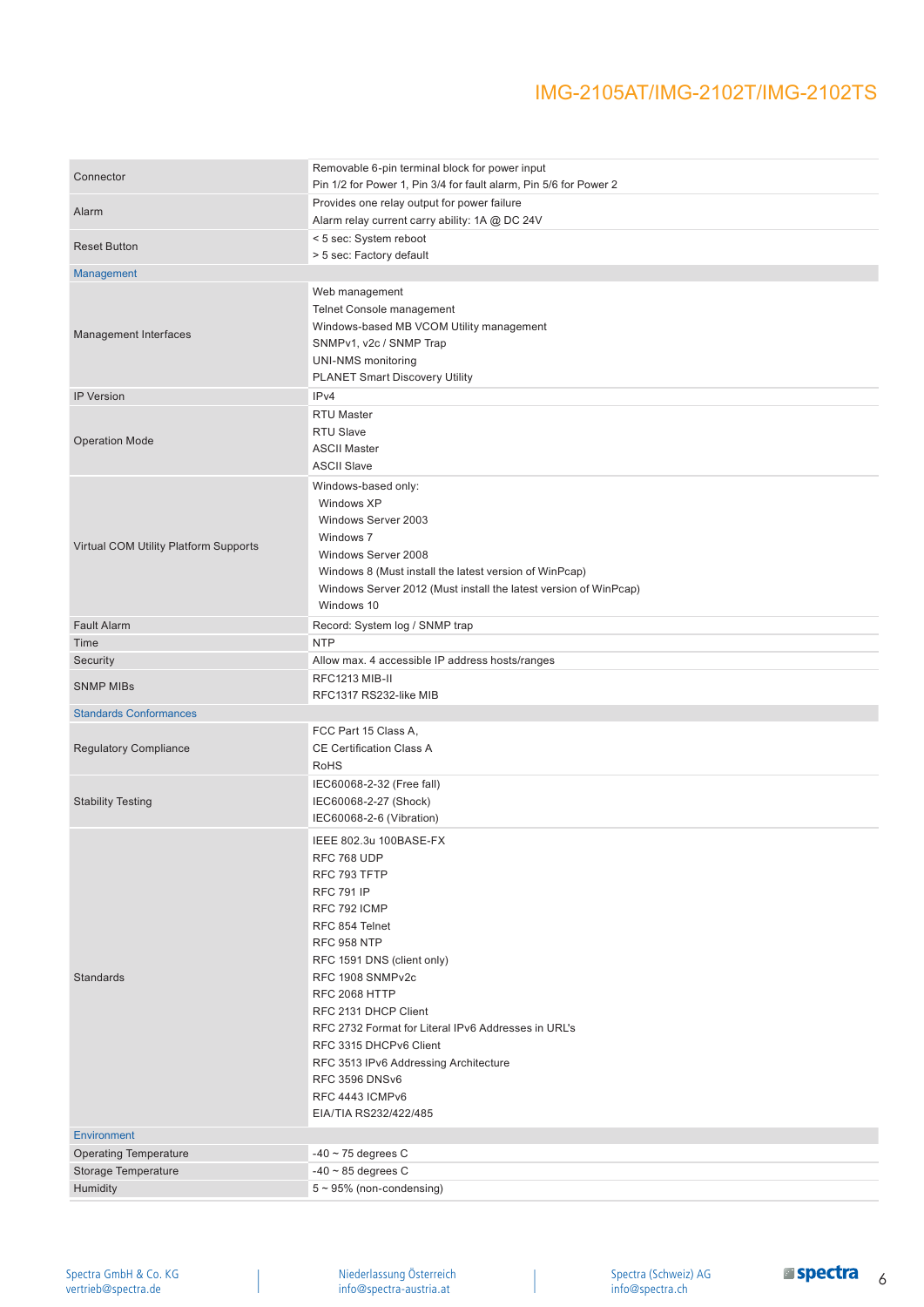| | |
|---|---|
| Connector | Removable 6-pin terminal block for power input<br>Pin 1/2 for Power 1, Pin 3/4 for fault alarm, Pin 5/6 for Power 2 |
| Alarm | Provides one relay output for power failure<br>Alarm relay current carry ability: 1A @ DC 24V |
| Reset Button | < 5 sec: System reboot<br>> 5 sec: Factory default |
| **Management** | |
| Management Interfaces | Web management<br>Telnet Console management<br>Windows-based MB VCOM Utility management<br>SNMPv1, v2c / SNMP Trap<br>UNI-NMS monitoring<br>PLANET Smart Discovery Utility |
| IP Version | IPv4 |
| Operation Mode | RTU Master<br>RTU Slave<br>ASCII Master<br>ASCII Slave |
| Virtual COM Utility Platform Supports | Windows-based only:<br>Windows XP<br>Windows Server 2003<br>Windows 7<br>Windows Server 2008<br>Windows 8 (Must install the latest version of WinPcap)<br>Windows Server 2012 (Must install the latest version of WinPcap)<br>Windows 10 |
| Fault Alarm | Record: System log / SNMP trap |
| Time | NTP |
| Security | Allow max. 4 accessible IP address hosts/ranges |
| SNMP MIBs | RFC1213 MIB-II<br>RFC1317 RS232-like MIB |
| **Standards Conformances** | |
| Regulatory Compliance | FCC Part 15 Class A,<br>CE Certification Class A<br>RoHS |
| Stability Testing | IEC60068-2-32 (Free fall)<br>IEC60068-2-27 (Shock)<br>IEC60068-2-6 (Vibration) |
| Standards | IEEE 802.3u 100BASE-FX<br>RFC 768 UDP<br>RFC 793 TFTP<br>RFC 791 IP<br>RFC 792 ICMP<br>RFC 854 Telnet<br>RFC 958 NTP<br>RFC 1591 DNS (client only)<br>RFC 1908 SNMPv2c<br>RFC 2068 HTTP<br>RFC 2131 DHCP Client<br>RFC 2732 Format for Literal IPv6 Addresses in URL's<br>RFC 3315 DHCPv6 Client<br>RFC 3513 IPv6 Addressing Architecture<br>RFC 3596 DNSv6<br>RFC 4443 ICMPv6<br>EIA/TIA RS232/422/485 |
| **Environment** | |
| Operating Temperature | -40 ~ 75 degrees C |
| Storage Temperature | -40 ~ 85 degrees C |
| Humidity | 5 ~ 95% (non-condensing) |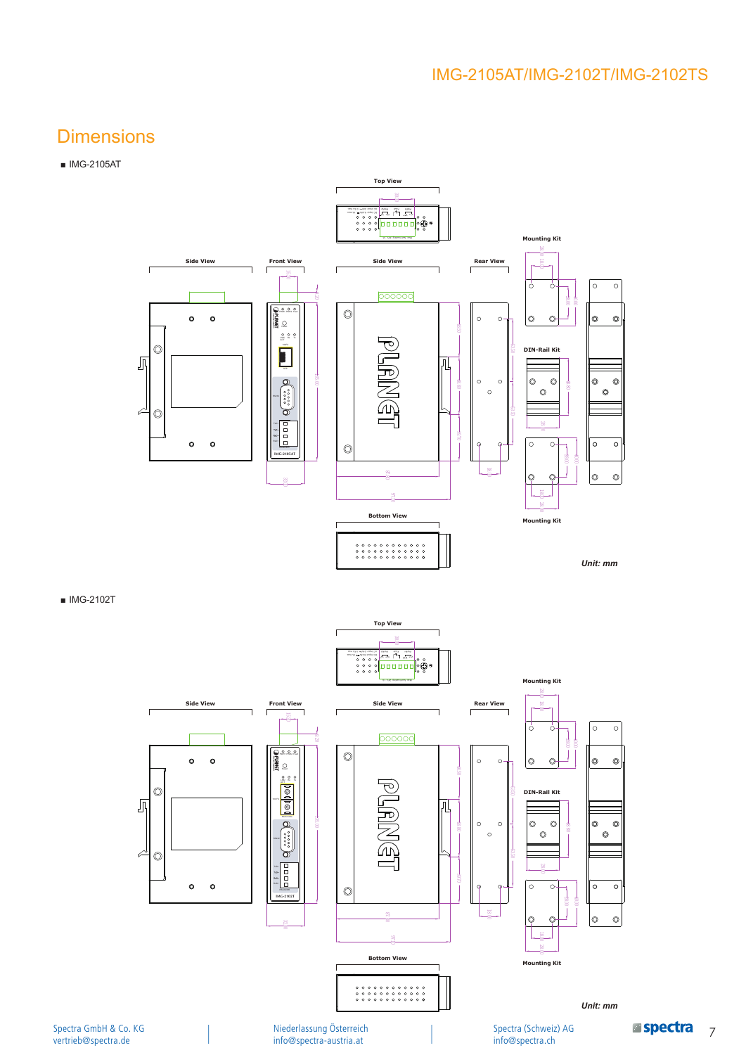## Dimensions

■ IMG-2105AT

Top View

Side View

Front View

Side View

Rear View

Mounting Kit

DIN-Rail Kit

Mounting Kit

Bottom View

*Unit: mm*

■ IMG-2102T

Top View

Side View

Front View

Side View

Rear View

Mounting Kit

DIN-Rail Kit

Mounting Kit

Bottom View

*Unit: mm*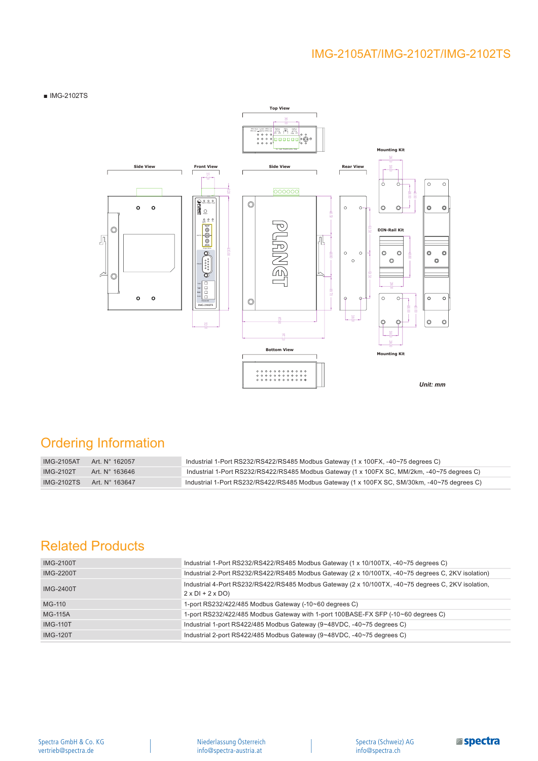■ IMG-2102TS

Top View

Side View

Front View

Side View

Rear View

Mounting Kit

DIN-Rail Kit

Bottom View

Mounting Kit

Unit: mm

## Ordering Information

| | | |
|---|---|---|
| IMG-2105AT | Art. N° 162057 | Industrial 1-Port RS232/RS422/RS485 Modbus Gateway (1 x 100FX, -40~75 degrees C) |
| IMG-2102T | Art. N° 163646 | Industrial 1-Port RS232/RS422/RS485 Modbus Gateway (1 x 100FX SC, MM/2km, -40~75 degrees C) |
| IMG-2102TS | Art. N° 163647 | Industrial 1-Port RS232/RS422/RS485 Modbus Gateway (1 x 100FX SC, SM/30km, -40~75 degrees C) |

## Related Products

| | |
|---|---|
| IMG-2100T | Industrial 1-Port RS232/RS422/RS485 Modbus Gateway (1 x 10/100TX, -40~75 degrees C) |
| IMG-2200T | Industrial 2-Port RS232/RS422/RS485 Modbus Gateway (2 x 10/100TX, -40~75 degrees C, 2KV isolation) |
| IMG-2400T | Industrial 4-Port RS232/RS422/RS485 Modbus Gateway (2 x 10/100TX, -40~75 degrees C, 2KV isolation, 2 x DI + 2 x DO) |
| MG-110 | 1-port RS232/422/485 Modbus Gateway (-10~60 degrees C) |
| MG-115A | 1-port RS232/422/485 Modbus Gateway with 1-port 100BASE-FX SFP (-10~60 degrees C) |
| IMG-110T | Industrial 1-port RS422/485 Modbus Gateway (9~48VDC, -40~75 degrees C) |
| IMG-120T | Industrial 2-port RS422/485 Modbus Gateway (9~48VDC, -40~75 degrees C) |

Spectra GmbH & Co. KG
vertrieb@spectra.de

Niederlassung Österreich
info@spectra-austria.at

Spectra (Schweiz) AG
info@spectra.ch

spectra